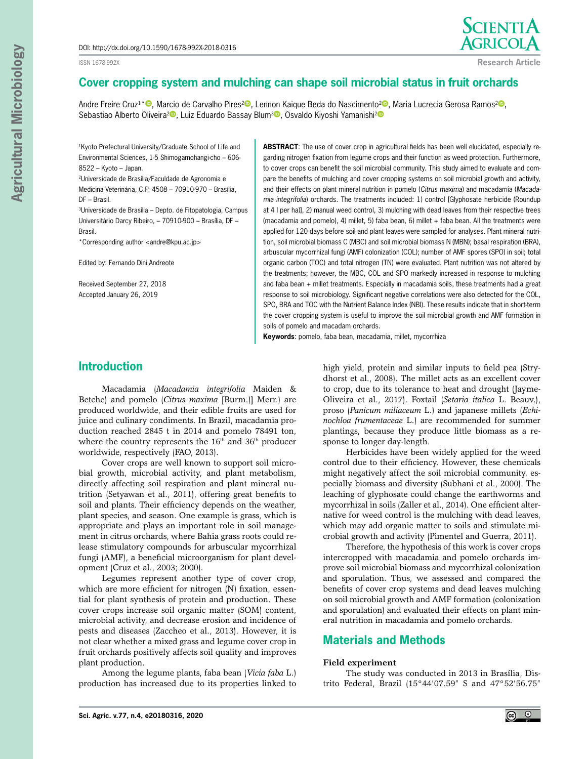DOI: http://dx.doi.org/10.1590/1678-992X-2018-0316

ISSN 1678-992X

Research Article

# Cover cropping system and mulching can shape soil microbial status in fruit orchards

Andre Freire Cruz[1]*, Marcio de Carvalho Pires[2], Lennon Kaique Beda do Nascimento[2], Maria Lucrecia Gerosa Ramos[2], Sebastiao Alberto Oliveira[2], Luiz Eduardo Bassay Blum[3], Osvaldo Kiyoshi Yamanishi[2]

[1]Kyoto Prefectural University/Graduate School of Life and Environmental Sciences, 1-5 Shimogamohangi-cho – 606-8522 – Kyoto – Japan.
[2]Universidade de Brasília/Faculdade de Agronomia e Medicina Veterinária, C.P. 4508 – 70910-970 – Brasília, DF – Brasil.
[3]Universidade de Brasília – Depto. de Fitopatologia, Campus Universitário Darcy Ribeiro, – 70910-900 – Brasília, DF – Brasil.
*Corresponding author <andre@kpu.ac.jp>

Edited by: Fernando Dini Andreote

Received September 27, 2018
Accepted January 26, 2019

**ABSTRACT**: The use of cover crop in agricultural fields has been well elucidated, especially regarding nitrogen fixation from legume crops and their function as weed protection. Furthermore, to cover crops can benefit the soil microbial community. This study aimed to evaluate and compare the benefits of mulching and cover cropping systems on soil microbial growth and activity, and their effects on plant mineral nutrition in pomelo (*Citrus maxima*) and macadamia (*Macadamia integrifolia*) orchards. The treatments included: 1) control [Glyphosate herbicide (Roundup at 4 l per ha)], 2) manual weed control, 3) mulching with dead leaves from their respective trees (macadamia and pomelo), 4) millet, 5) faba bean, 6) millet + faba bean. All the treatments were applied for 120 days before soil and plant leaves were sampled for analyses. Plant mineral nutrition, soil microbial biomass C (MBC) and soil microbial biomass N (MBN); basal respiration (BRA), arbuscular mycorrhizal fungi (AMF) colonization (COL); number of AMF spores (SPO) in soil; total organic carbon (TOC) and total nitrogen (TN) were evaluated. Plant nutrition was not altered by the treatments; however, the MBC, COL and SPO markedly increased in response to mulching and faba bean + millet treatments. Especially in macadamia soils, these treatments had a great response to soil microbiology. Significant negative correlations were also detected for the COL, SPO, BRA and TOC with the Nutrient Balance Index (NBI). These results indicate that in short-term the cover cropping system is useful to improve the soil microbial growth and AMF formation in soils of pomelo and macadam orchards.

**Keywords**: pomelo, faba bean, macadamia, millet, mycorrhiza

## Introduction

Macadamia (*Macadamia integrifolia* Maiden & Betche) and pomelo (*Citrus maxima* [Burm.)] Merr.) are produced worldwide, and their edible fruits are used for juice and culinary condiments. In Brazil, macadamia production reached 2845 t in 2014 and pomelo 78491 ton, where the country represents the 16th and 36th producer worldwide, respectively (FAO, 2013).

Cover crops are well known to support soil microbial growth, microbial activity, and plant metabolism, directly affecting soil respiration and plant mineral nutrition (Setyawan et al., 2011), offering great benefits to soil and plants. Their efficiency depends on the weather, plant species, and season. One example is grass, which is appropriate and plays an important role in soil management in citrus orchards, where Bahia grass roots could release stimulatory compounds for arbuscular mycorrhizal fungi (AMF), a beneficial microorganism for plant development (Cruz et al., 2003; 2000).

Legumes represent another type of cover crop, which are more efficient for nitrogen (N) fixation, essential for plant synthesis of protein and production. These cover crops increase soil organic matter (SOM) content, microbial activity, and decrease erosion and incidence of pests and diseases (Zaccheo et al., 2013). However, it is not clear whether a mixed grass and legume cover crop in fruit orchards positively affects soil quality and improves plant production.

Among the legume plants, faba bean (*Vicia faba* L.) production has increased due to its properties linked to high yield, protein and similar inputs to field pea (Strydhorst et al., 2008). The millet acts as an excellent cover to crop, due to its tolerance to heat and drought (Jayme-Oliveira et al., 2017). Foxtail (*Setaria italica* L. Beauv.), proso (*Panicum miliaceum* L.) and japanese millets (*Echinochloa frumentaceae* L.) are recommended for summer plantings, because they produce little biomass as a response to longer day-length.

Herbicides have been widely applied for the weed control due to their efficiency. However, these chemicals might negatively affect the soil microbial community, especially biomass and diversity (Subhani et al., 2000). The leaching of glyphosate could change the earthworms and mycorrhizal in soils (Zaller et al., 2014). One efficient alternative for weed control is the mulching with dead leaves, which may add organic matter to soils and stimulate microbial growth and activity (Pimentel and Guerra, 2011).

Therefore, the hypothesis of this work is cover crops intercropped with macadamia and pomelo orchards improve soil microbial biomass and mycorrhizal colonization and sporulation. Thus, we assessed and compared the benefits of cover crop systems and dead leaves mulching on soil microbial growth and AMF formation (colonization and sporulation) and evaluated their effects on plant mineral nutrition in macadamia and pomelo orchards.

## Materials and Methods

### Field experiment

The study was conducted in 2013 in Brasília, Distrito Federal, Brazil (15°44′07.59″ S and 47°52′56.75″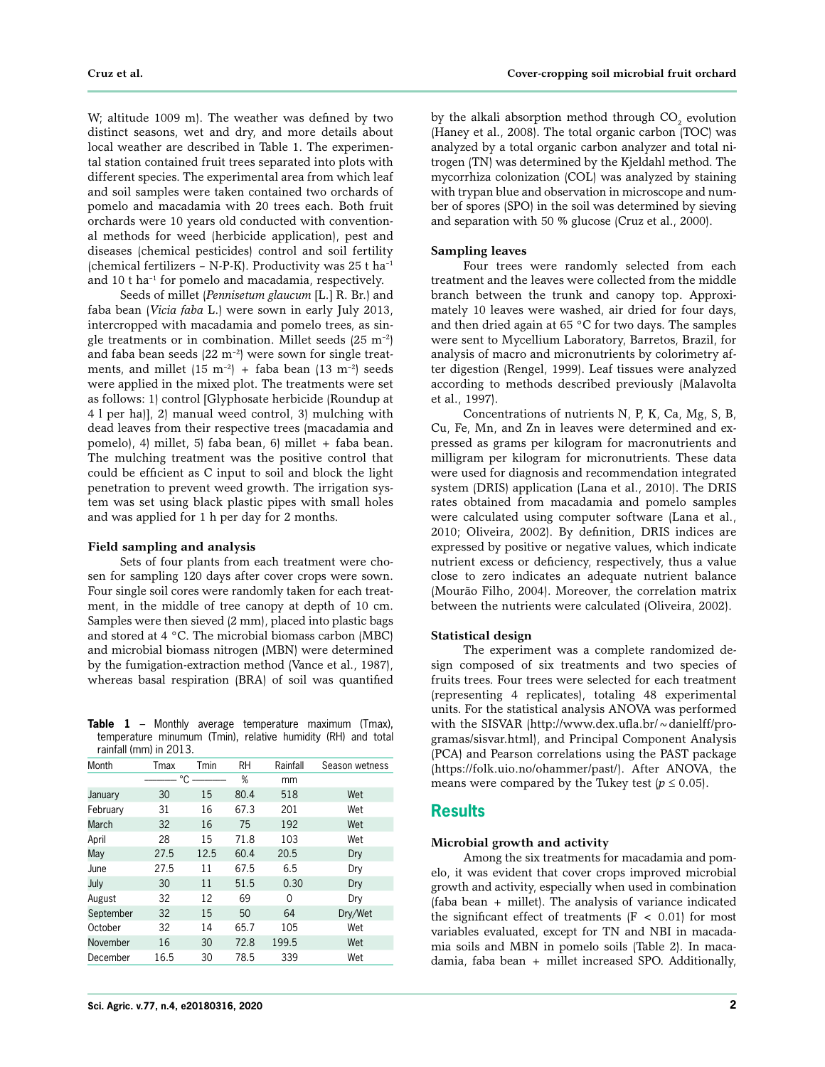W; altitude 1009 m). The weather was defined by two distinct seasons, wet and dry, and more details about local weather are described in Table 1. The experimental station contained fruit trees separated into plots with different species. The experimental area from which leaf and soil samples were taken contained two orchards of pomelo and macadamia with 20 trees each. Both fruit orchards were 10 years old conducted with conventional methods for weed (herbicide application), pest and diseases (chemical pesticides) control and soil fertility (chemical fertilizers – N-P-K). Productivity was 25 t $ha^{-1}$ and 10 t $ha^{-1}$ for pomelo and macadamia, respectively.

Seeds of millet (*Pennisetum glaucum* [L.] R. Br.) and faba bean (*Vicia faba* L.) were sown in early July 2013, intercropped with macadamia and pomelo trees, as single treatments or in combination. Millet seeds (25 $m^{-2}$) and faba bean seeds (22 $m^{-2}$) were sown for single treatments, and millet (15 $m^{-2}$) + faba bean (13 $m^{-2}$) seeds were applied in the mixed plot. The treatments were set as follows: 1) control [Glyphosate herbicide (Roundup at 4 l per ha)], 2) manual weed control, 3) mulching with dead leaves from their respective trees (macadamia and pomelo), 4) millet, 5) faba bean, 6) millet + faba bean. The mulching treatment was the positive control that could be efficient as C input to soil and block the light penetration to prevent weed growth. The irrigation system was set using black plastic pipes with small holes and was applied for 1 h per day for 2 months.

### Field sampling and analysis

Sets of four plants from each treatment were chosen for sampling 120 days after cover crops were sown. Four single soil cores were randomly taken for each treatment, in the middle of tree canopy at depth of 10 cm. Samples were then sieved (2 mm), placed into plastic bags and stored at 4 °C. The microbial biomass carbon (MBC) and microbial biomass nitrogen (MBN) were determined by the fumigation-extraction method (Vance et al., 1987), whereas basal respiration (BRA) of soil was quantified by the alkali absorption method through $CO_2$ evolution (Haney et al., 2008). The total organic carbon (TOC) was analyzed by a total organic carbon analyzer and total nitrogen (TN) was determined by the Kjeldahl method. The mycorrhiza colonization (COL) was analyzed by staining with trypan blue and observation in microscope and number of spores (SPO) in the soil was determined by sieving and separation with 50 % glucose (Cruz et al., 2000).

**Table 1** – Monthly average temperature maximum (Tmax), temperature minumum (Tmin), relative humidity (RH) and total rainfall (mm) in 2013.

| Month | Tmax | Tmin | RH | Rainfall | Season wetness |
|---|---|---|---|---|---|
| | °C | | % | mm | |
| January | 30 | 15 | 80.4 | 518 | Wet |
| February | 31 | 16 | 67.3 | 201 | Wet |
| March | 32 | 16 | 75 | 192 | Wet |
| April | 28 | 15 | 71.8 | 103 | Wet |
| May | 27.5 | 12.5 | 60.4 | 20.5 | Dry |
| June | 27.5 | 11 | 67.5 | 6.5 | Dry |
| July | 30 | 11 | 51.5 | 0.30 | Dry |
| August | 32 | 12 | 69 | 0 | Dry |
| September | 32 | 15 | 50 | 64 | Dry/Wet |
| October | 32 | 14 | 65.7 | 105 | Wet |
| November | 16 | 30 | 72.8 | 199.5 | Wet |
| December | 16.5 | 30 | 78.5 | 339 | Wet |

### Sampling leaves

Four trees were randomly selected from each treatment and the leaves were collected from the middle branch between the trunk and canopy top. Approximately 10 leaves were washed, air dried for four days, and then dried again at 65 °C for two days. The samples were sent to Mycellium Laboratory, Barretos, Brazil, for analysis of macro and micronutrients by colorimetry after digestion (Rengel, 1999). Leaf tissues were analyzed according to methods described previously (Malavolta et al., 1997).

Concentrations of nutrients N, P, K, Ca, Mg, S, B, Cu, Fe, Mn, and Zn in leaves were determined and expressed as grams per kilogram for macronutrients and milligram per kilogram for micronutrients. These data were used for diagnosis and recommendation integrated system (DRIS) application (Lana et al., 2010). The DRIS rates obtained from macadamia and pomelo samples were calculated using computer software (Lana et al., 2010; Oliveira, 2002). By definition, DRIS indices are expressed by positive or negative values, which indicate nutrient excess or deficiency, respectively, thus a value close to zero indicates an adequate nutrient balance (Mourão Filho, 2004). Moreover, the correlation matrix between the nutrients were calculated (Oliveira, 2002).

### Statistical design

The experiment was a complete randomized design composed of six treatments and two species of fruits trees. Four trees were selected for each treatment (representing 4 replicates), totaling 48 experimental units. For the statistical analysis ANOVA was performed with the SISVAR (http://www.dex.ufla.br/~danielff/programas/sisvar.html), and Principal Component Analysis (PCA) and Pearson correlations using the PAST package (https://folk.uio.no/ohammer/past/). After ANOVA, the means were compared by the Tukey test ($p \leq 0.05$).

## Results

### Microbial growth and activity

Among the six treatments for macadamia and pomelo, it was evident that cover crops improved microbial growth and activity, especially when used in combination (faba bean + millet). The analysis of variance indicated the significant effect of treatments ($F < 0.01$) for most variables evaluated, except for TN and NBI in macadamia soils and MBN in pomelo soils (Table 2). In macadamia, faba bean + millet increased SPO. Additionally,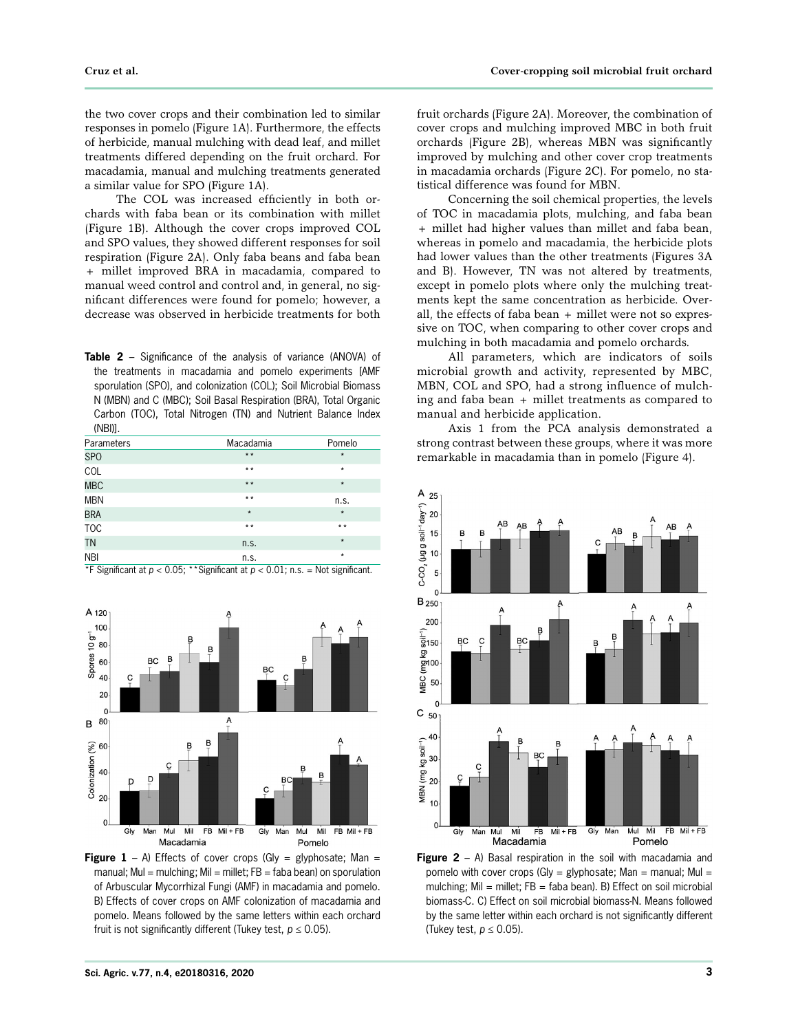the two cover crops and their combination led to similar responses in pomelo (Figure 1A). Furthermore, the effects of herbicide, manual mulching with dead leaf, and millet treatments differed depending on the fruit orchard. For macadamia, manual and mulching treatments generated a similar value for SPO (Figure 1A).

The COL was increased efficiently in both orchards with faba bean or its combination with millet (Figure 1B). Although the cover crops improved COL and SPO values, they showed different responses for soil respiration (Figure 2A). Only faba beans and faba bean + millet improved BRA in macadamia, compared to manual weed control and control and, in general, no significant differences were found for pomelo; however, a decrease was observed in herbicide treatments for both fruit orchards (Figure 2A). Moreover, the combination of cover crops and mulching improved MBC in both fruit orchards (Figure 2B), whereas MBN was significantly improved by mulching and other cover crop treatments in macadamia orchards (Figure 2C). For pomelo, no statistical difference was found for MBN.

Concerning the soil chemical properties, the levels of TOC in macadamia plots, mulching, and faba bean + millet had higher values than millet and faba bean, whereas in pomelo and macadamia, the herbicide plots had lower values than the other treatments (Figures 3A and B). However, TN was not altered by treatments, except in pomelo plots where only the mulching treatments kept the same concentration as herbicide. Overall, the effects of faba bean + millet were not so expressive on TOC, when comparing to other cover crops and mulching in both macadamia and pomelo orchards.

All parameters, which are indicators of soils microbial growth and activity, represented by MBC, MBN, COL and SPO, had a strong influence of mulching and faba bean + millet treatments as compared to manual and herbicide application.

Axis 1 from the PCA analysis demonstrated a strong contrast between these groups, where it was more remarkable in macadamia than in pomelo (Figure 4).

**Table 2** – Significance of the analysis of variance (ANOVA) of the treatments in macadamia and pomelo experiments [AMF sporulation (SPO), and colonization (COL); Soil Microbial Biomass N (MBN) and C (MBC); Soil Basal Respiration (BRA), Total Organic Carbon (TOC), Total Nitrogen (TN) and Nutrient Balance Index (NBI)].

| Parameters | Macadamia | Pomelo |
|---|---|---|
| SPO | ** | * |
| COL | ** | * |
| MBC | ** | * |
| MBN | ** | n.s. |
| BRA | * | * |
| TOC | ** | ** |
| TN | n.s. | * |
| NBI | n.s. | * |

*F Significant at $p < 0.05$; **Significant at $p < 0.01$; n.s. = Not significant.

**Figure 1** – A) Effects of cover crops (Gly = glyphosate; Man = manual; Mul = mulching; Mil = millet; FB = faba bean) on sporulation of Arbuscular Mycorrhizal Fungi (AMF) in macadamia and pomelo. B) Effects of cover crops on AMF colonization of macadamia and pomelo. Means followed by the same letters within each orchard fruit is not significantly different (Tukey test, $p \leq 0.05$).

**Figure 2** – A) Basal respiration in the soil with macadamia and pomelo with cover crops (Gly = glyphosate; Man = manual; Mul = mulching; Mil = millet; FB = faba bean). B) Effect on soil microbial biomass-C. C) Effect on soil microbial biomass-N. Means followed by the same letter within each orchard is not significantly different (Tukey test, $p \leq 0.05$).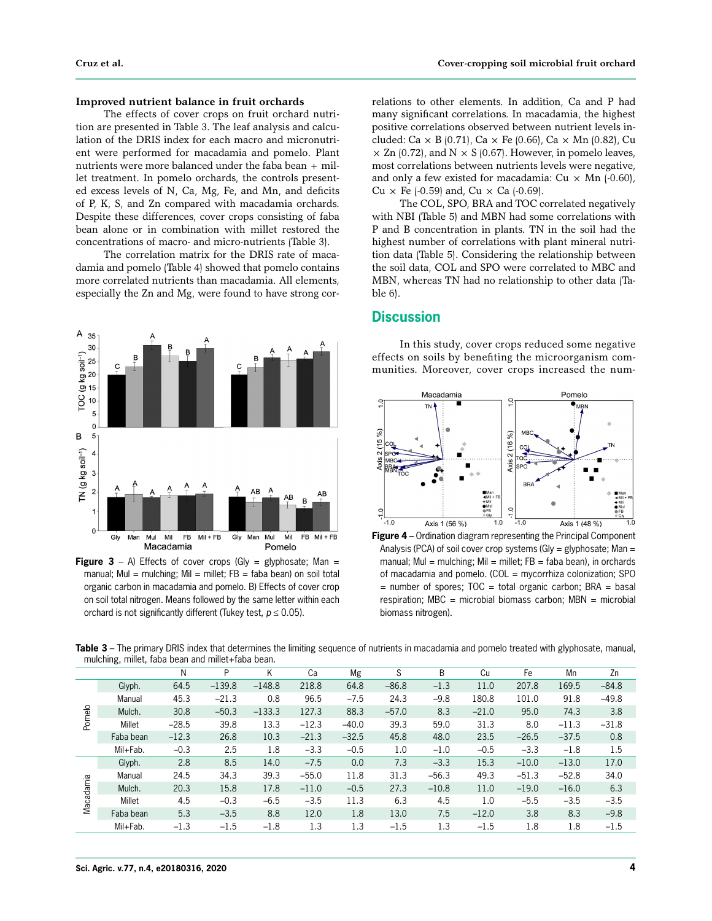### Improved nutrient balance in fruit orchards

The effects of cover crops on fruit orchard nutrition are presented in Table 3. The leaf analysis and calculation of the DRIS index for each macro and micronutrient were performed for macadamia and pomelo. Plant nutrients were more balanced under the faba bean + millet treatment. In pomelo orchards, the controls presented excess levels of N, Ca, Mg, Fe, and Mn, and deficits of P, K, S, and Zn compared with macadamia orchards. Despite these differences, cover crops consisting of faba bean alone or in combination with millet restored the concentrations of macro- and micro-nutrients (Table 3).

The correlation matrix for the DRIS rate of macadamia and pomelo (Table 4) showed that pomelo contains more correlated nutrients than macadamia. All elements, especially the Zn and Mg, were found to have strong correlations to other elements. In addition, Ca and P had many significant correlations. In macadamia, the highest positive correlations observed between nutrient levels included: Ca × B (0.71), Ca × Fe (0.66), Ca × Mn (0.82), Cu × Zn (0.72), and N × S (0.67). However, in pomelo leaves, most correlations between nutrients levels were negative, and only a few existed for macadamia: Cu × Mn (-0.60), Cu × Fe (-0.59) and, Cu × Ca (-0.69).

The COL, SPO, BRA and TOC correlated negatively with NBI (Table 5) and MBN had some correlations with P and B concentration in plants. TN in the soil had the highest number of correlations with plant mineral nutrition data (Table 5). Considering the relationship between the soil data, COL and SPO were correlated to MBC and MBN, whereas TN had no relationship to other data (Table 6).

**Figure 3** – A) Effects of cover crops (Gly = glyphosate; Man = manual; Mul = mulching; Mil = millet; FB = faba bean) on soil total organic carbon in macadamia and pomelo. B) Effects of cover crop on soil total nitrogen. Means followed by the same letter within each orchard is not significantly different (Tukey test, $p \leq 0.05$).

## Discussion

In this study, cover crops reduced some negative effects on soils by benefiting the microorganism communities. Moreover, cover crops increased the num-

**Figure 4** – Ordination diagram representing the Principal Component Analysis (PCA) of soil cover crop systems (Gly = glyphosate; Man = manual; Mul = mulching; Mil = millet; FB = faba bean), in orchards of macadamia and pomelo. (COL = mycorrhiza colonization; SPO = number of spores; TOC = total organic carbon; BRA = basal respiration; MBC = microbial biomass carbon; MBN = microbial biomass nitrogen).

**Table 3** – The primary DRIS index that determines the limiting sequence of nutrients in macadamia and pomelo treated with glyphosate, manual, mulching, millet, faba bean and millet+faba bean.

| | | N | P | K | Ca | Mg | S | B | Cu | Fe | Mn | Zn |
|---|---|---|---|---|---|---|---|---|---|---|---|---|
| Pomelo | Glyph. | 64.5 | −139.8 | −148.8 | 218.8 | 64.8 | −86.8 | −1.3 | 11.0 | 207.8 | 169.5 | −84.8 |
| | Manual | 45.3 | −21.3 | 0.8 | 96.5 | −7.5 | 24.3 | −9.8 | 180.8 | 101.0 | 91.8 | −49.8 |
| | Mulch. | 30.8 | −50.3 | −133.3 | 127.3 | 88.3 | −57.0 | 8.3 | −21.0 | 95.0 | 74.3 | 3.8 |
| | Millet | −28.5 | 39.8 | 13.3 | −12.3 | −40.0 | 39.3 | 59.0 | 31.3 | 8.0 | −11.3 | −31.8 |
| | Faba bean | −12.3 | 26.8 | 10.3 | −21.3 | −32.5 | 45.8 | 48.0 | 23.5 | −26.5 | −37.5 | 0.8 |
| | Mil+Fab. | −0.3 | 2.5 | 1.8 | −3.3 | −0.5 | 1.0 | −1.0 | −0.5 | −3.3 | −1.8 | 1.5 |
| Macadamia | Glyph. | 2.8 | 8.5 | 14.0 | −7.5 | 0.0 | 7.3 | −3.3 | 15.3 | −10.0 | −13.0 | 17.0 |
| | Manual | 24.5 | 34.3 | 39.3 | −55.0 | 11.8 | 31.3 | −56.3 | 49.3 | −51.3 | −52.8 | 34.0 |
| | Mulch. | 20.3 | 15.8 | 17.8 | −11.0 | −0.5 | 27.3 | −10.8 | 11.0 | −19.0 | −16.0 | 6.3 |
| | Millet | 4.5 | −0.3 | −6.5 | −3.5 | 11.3 | 6.3 | 4.5 | 1.0 | −5.5 | −3.5 | −3.5 |
| | Faba bean | 5.3 | −3.5 | 8.8 | 12.0 | 1.8 | 13.0 | 7.5 | −12.0 | 3.8 | 8.3 | −9.8 |
| | Mil+Fab. | −1.3 | −1.5 | −1.8 | 1.3 | 1.3 | −1.5 | 1.3 | −1.5 | 1.8 | 1.8 | −1.5 |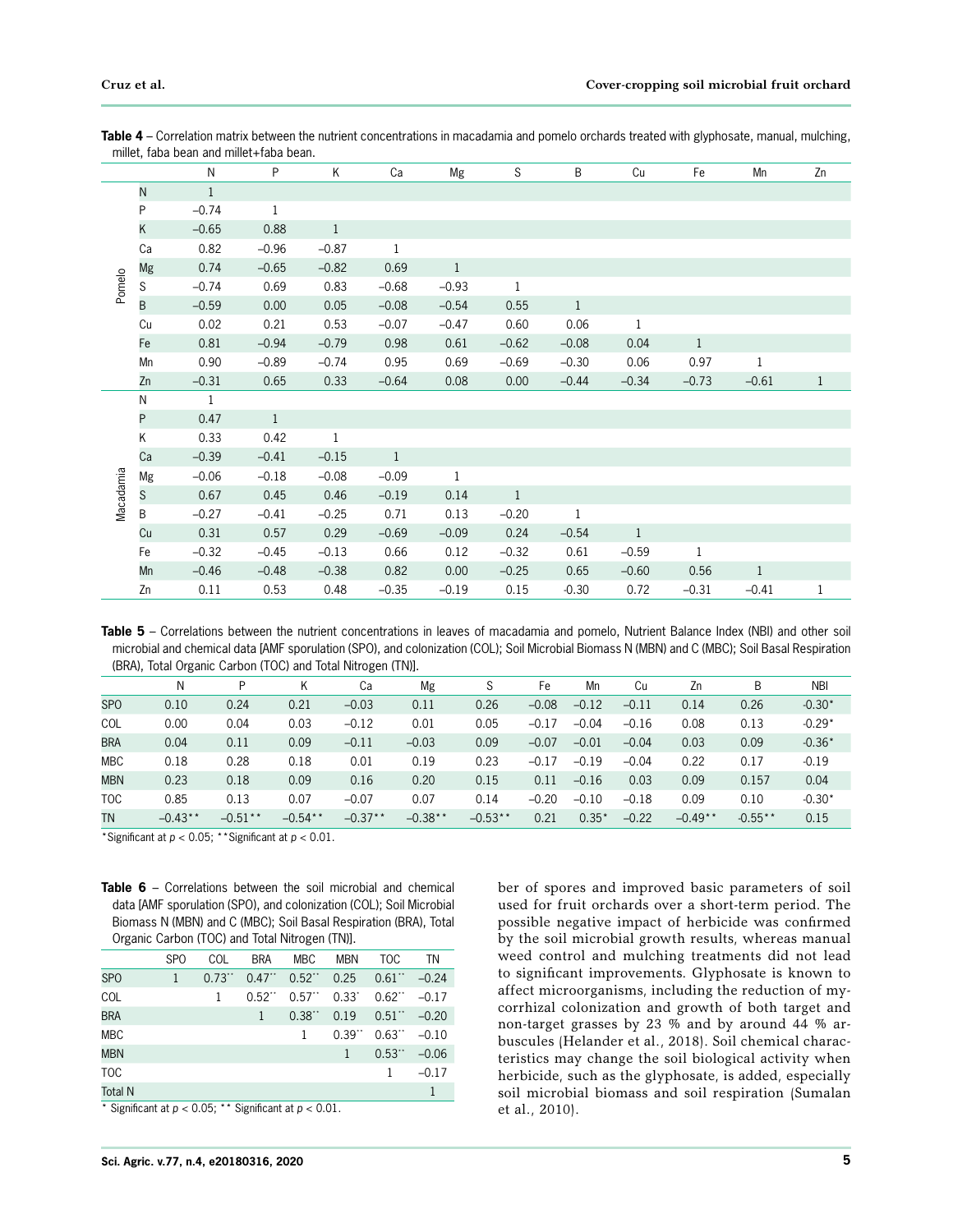**Table 4** – Correlation matrix between the nutrient concentrations in macadamia and pomelo orchards treated with glyphosate, manual, mulching, millet, faba bean and millet+faba bean.

| | | N | P | K | Ca | Mg | S | B | Cu | Fe | Mn | Zn |
|---|---|---|---|---|---|---|---|---|---|---|---|---|
| Pomelo | N | 1 | | | | | | | | | | |
| | P | −0.74 | 1 | | | | | | | | | |
| | K | −0.65 | 0.88 | 1 | | | | | | | | |
| | Ca | 0.82 | −0.96 | −0.87 | 1 | | | | | | | |
| | Mg | 0.74 | −0.65 | −0.82 | 0.69 | 1 | | | | | | |
| | S | −0.74 | 0.69 | 0.83 | −0.68 | −0.93 | 1 | | | | | |
| | B | −0.59 | 0.00 | 0.05 | −0.08 | −0.54 | 0.55 | 1 | | | | |
| | Cu | 0.02 | 0.21 | 0.53 | −0.07 | −0.47 | 0.60 | 0.06 | 1 | | | |
| | Fe | 0.81 | −0.94 | −0.79 | 0.98 | 0.61 | −0.62 | −0.08 | 0.04 | 1 | | |
| | Mn | 0.90 | −0.89 | −0.74 | 0.95 | 0.69 | −0.69 | −0.30 | 0.06 | 0.97 | 1 | |
| | Zn | −0.31 | 0.65 | 0.33 | −0.64 | 0.08 | 0.00 | −0.44 | −0.34 | −0.73 | −0.61 | 1 |
| Macadamia | N | 1 | | | | | | | | | | |
| | P | 0.47 | 1 | | | | | | | | | |
| | K | 0.33 | 0.42 | 1 | | | | | | | | |
| | Ca | −0.39 | −0.41 | −0.15 | 1 | | | | | | | |
| | Mg | −0.06 | −0.18 | −0.08 | −0.09 | 1 | | | | | | |
| | S | 0.67 | 0.45 | 0.46 | −0.19 | 0.14 | 1 | | | | | |
| | B | −0.27 | −0.41 | −0.25 | 0.71 | 0.13 | −0.20 | 1 | | | | |
| | Cu | 0.31 | 0.57 | 0.29 | −0.69 | −0.09 | 0.24 | −0.54 | 1 | | | |
| | Fe | −0.32 | −0.45 | −0.13 | 0.66 | 0.12 | −0.32 | 0.61 | −0.59 | 1 | | |
| | Mn | −0.46 | −0.48 | −0.38 | 0.82 | 0.00 | −0.25 | 0.65 | −0.60 | 0.56 | 1 | |
| | Zn | 0.11 | 0.53 | 0.48 | −0.35 | −0.19 | 0.15 | -0.30 | 0.72 | −0.31 | −0.41 | 1 |

**Table 5** – Correlations between the nutrient concentrations in leaves of macadamia and pomelo, Nutrient Balance Index (NBI) and other soil microbial and chemical data [AMF sporulation (SPO), and colonization (COL); Soil Microbial Biomass N (MBN) and C (MBC); Soil Basal Respiration (BRA), Total Organic Carbon (TOC) and Total Nitrogen (TN)].

| | N | P | K | Ca | Mg | S | Fe | Mn | Cu | Zn | B | NBI |
|---|---|---|---|---|---|---|---|---|---|---|---|---|
| SPO | 0.10 | 0.24 | 0.21 | −0.03 | 0.11 | 0.26 | −0.08 | −0.12 | −0.11 | 0.14 | 0.26 | -0.30* |
| COL | 0.00 | 0.04 | 0.03 | −0.12 | 0.01 | 0.05 | −0.17 | −0.04 | −0.16 | 0.08 | 0.13 | -0.29* |
| BRA | 0.04 | 0.11 | 0.09 | −0.11 | −0.03 | 0.09 | −0.07 | −0.01 | −0.04 | 0.03 | 0.09 | -0.36* |
| MBC | 0.18 | 0.28 | 0.18 | 0.01 | 0.19 | 0.23 | −0.17 | −0.19 | −0.04 | 0.22 | 0.17 | -0.19 |
| MBN | 0.23 | 0.18 | 0.09 | 0.16 | 0.20 | 0.15 | 0.11 | −0.16 | 0.03 | 0.09 | 0.157 | 0.04 |
| TOC | 0.85 | 0.13 | 0.07 | −0.07 | 0.07 | 0.14 | −0.20 | −0.10 | −0.18 | 0.09 | 0.10 | -0.30* |
| TN | −0.43** | −0.51** | −0.54** | −0.37** | −0.38** | −0.53** | 0.21 | 0.35* | −0.22 | −0.49** | -0.55** | 0.15 |

*Significant at $p < 0.05$; **Significant at $p < 0.01$.

**Table 6** – Correlations between the soil microbial and chemical data [AMF sporulation (SPO), and colonization (COL); Soil Microbial Biomass N (MBN) and C (MBC); Soil Basal Respiration (BRA), Total Organic Carbon (TOC) and Total Nitrogen (TN)].

| | SPO | COL | BRA | MBC | MBN | TOC | TN |
|---|---|---|---|---|---|---|---|
| SPO | 1 | 0.73** | 0.47** | 0.52** | 0.25 | 0.61** | −0.24 |
| COL | | 1 | 0.52** | 0.57** | 0.33* | 0.62** | −0.17 |
| BRA | | | 1 | 0.38** | 0.19 | 0.51** | −0.20 |
| MBC | | | | 1 | 0.39** | 0.63** | −0.10 |
| MBN | | | | | 1 | 0.53** | −0.06 |
| TOC | | | | | | 1 | −0.17 |
| Total N | | | | | | | 1 |

* Significant at $p < 0.05$; ** Significant at $p < 0.01$.

ber of spores and improved basic parameters of soil used for fruit orchards over a short-term period. The possible negative impact of herbicide was confirmed by the soil microbial growth results, whereas manual weed control and mulching treatments did not lead to significant improvements. Glyphosate is known to affect microorganisms, including the reduction of mycorrhizal colonization and growth of both target and non-target grasses by 23 % and by around 44 % arbuscules (Helander et al., 2018). Soil chemical characteristics may change the soil biological activity when herbicide, such as the glyphosate, is added, especially soil microbial biomass and soil respiration (Sumalan et al., 2010).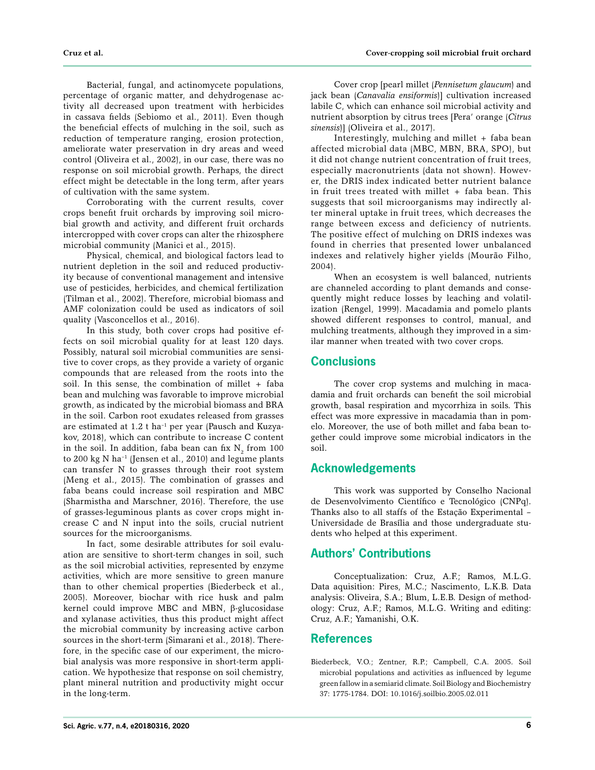Bacterial, fungal, and actinomycete populations, percentage of organic matter, and dehydrogenase activity all decreased upon treatment with herbicides in cassava fields (Sebiomo et al., 2011). Even though the beneficial effects of mulching in the soil, such as reduction of temperature ranging, erosion protection, ameliorate water preservation in dry areas and weed control (Oliveira et al., 2002), in our case, there was no response on soil microbial growth. Perhaps, the direct effect might be detectable in the long term, after years of cultivation with the same system.

Corroborating with the current results, cover crops benefit fruit orchards by improving soil microbial growth and activity, and different fruit orchards intercropped with cover crops can alter the rhizosphere microbial community (Manici et al., 2015).

Physical, chemical, and biological factors lead to nutrient depletion in the soil and reduced productivity because of conventional management and intensive use of pesticides, herbicides, and chemical fertilization (Tilman et al., 2002). Therefore, microbial biomass and AMF colonization could be used as indicators of soil quality (Vasconcellos et al., 2016).

In this study, both cover crops had positive effects on soil microbial quality for at least 120 days. Possibly, natural soil microbial communities are sensitive to cover crops, as they provide a variety of organic compounds that are released from the roots into the soil. In this sense, the combination of millet + faba bean and mulching was favorable to improve microbial growth, as indicated by the microbial biomass and BRA in the soil. Carbon root exudates released from grasses are estimated at 1.2 t ha$^{-1}$ per year (Pausch and Kuzyakov, 2018), which can contribute to increase C content in the soil. In addition, faba bean can fix $N_2$ from 100 to 200 kg N ha$^{-1}$ (Jensen et al., 2010) and legume plants can transfer N to grasses through their root system (Meng et al., 2015). The combination of grasses and faba beans could increase soil respiration and MBC (Sharmistha and Marschner, 2016). Therefore, the use of grasses-leguminous plants as cover crops might increase C and N input into the soils, crucial nutrient sources for the microorganisms.

In fact, some desirable attributes for soil evaluation are sensitive to short-term changes in soil, such as the soil microbial activities, represented by enzyme activities, which are more sensitive to green manure than to other chemical properties (Biederbeck et al., 2005). Moreover, biochar with rice husk and palm kernel could improve MBC and MBN, β-glucosidase and xylanase activities, thus this product might affect the microbial community by increasing active carbon sources in the short-term (Simarani et al., 2018). Therefore, in the specific case of our experiment, the microbial analysis was more responsive in short-term application. We hypothesize that response on soil chemistry, plant mineral nutrition and productivity might occur in the long-term.

Cover crop [pearl millet (*Pennisetum glaucum*) and jack bean (*Canavalia ensiformis*)] cultivation increased labile C, which can enhance soil microbial activity and nutrient absorption by citrus trees [Pera' orange (*Citrus sinensis*)] (Oliveira et al., 2017).

Interestingly, mulching and millet + faba bean affected microbial data (MBC, MBN, BRA, SPO), but it did not change nutrient concentration of fruit trees, especially macronutrients (data not shown). However, the DRIS index indicated better nutrient balance in fruit trees treated with millet + faba bean. This suggests that soil microorganisms may indirectly alter mineral uptake in fruit trees, which decreases the range between excess and deficiency of nutrients. The positive effect of mulching on DRIS indexes was found in cherries that presented lower unbalanced indexes and relatively higher yields (Mourão Filho, 2004).

When an ecosystem is well balanced, nutrients are channeled according to plant demands and consequently might reduce losses by leaching and volatilization (Rengel, 1999). Macadamia and pomelo plants showed different responses to control, manual, and mulching treatments, although they improved in a similar manner when treated with two cover crops.

## Conclusions

The cover crop systems and mulching in macadamia and fruit orchards can benefit the soil microbial growth, basal respiration and mycorrhiza in soils. This effect was more expressive in macadamia than in pomelo. Moreover, the use of both millet and faba bean together could improve some microbial indicators in the soil.

## Acknowledgements

This work was supported by Conselho Nacional de Desenvolvimento Científico e Tecnológico (CNPq). Thanks also to all staffs of the Estação Experimental – Universidade de Brasília and those undergraduate students who helped at this experiment.

## Authors' Contributions

Conceptualization: Cruz, A.F.; Ramos, M.L.G. Data aquisition: Pires, M.C.; Nascimento, L.K.B. Data analysis: Oliveira, S.A.; Blum, L.E.B. Design of methodology: Cruz, A.F.; Ramos, M.L.G. Writing and editing: Cruz, A.F.; Yamanishi, O.K.

## References

Biederbeck, V.O.; Zentner, R.P.; Campbell, C.A. 2005. Soil microbial populations and activities as influenced by legume green fallow in a semiarid climate. Soil Biology and Biochemistry 37: 1775-1784. DOI: 10.1016/j.soilbio.2005.02.011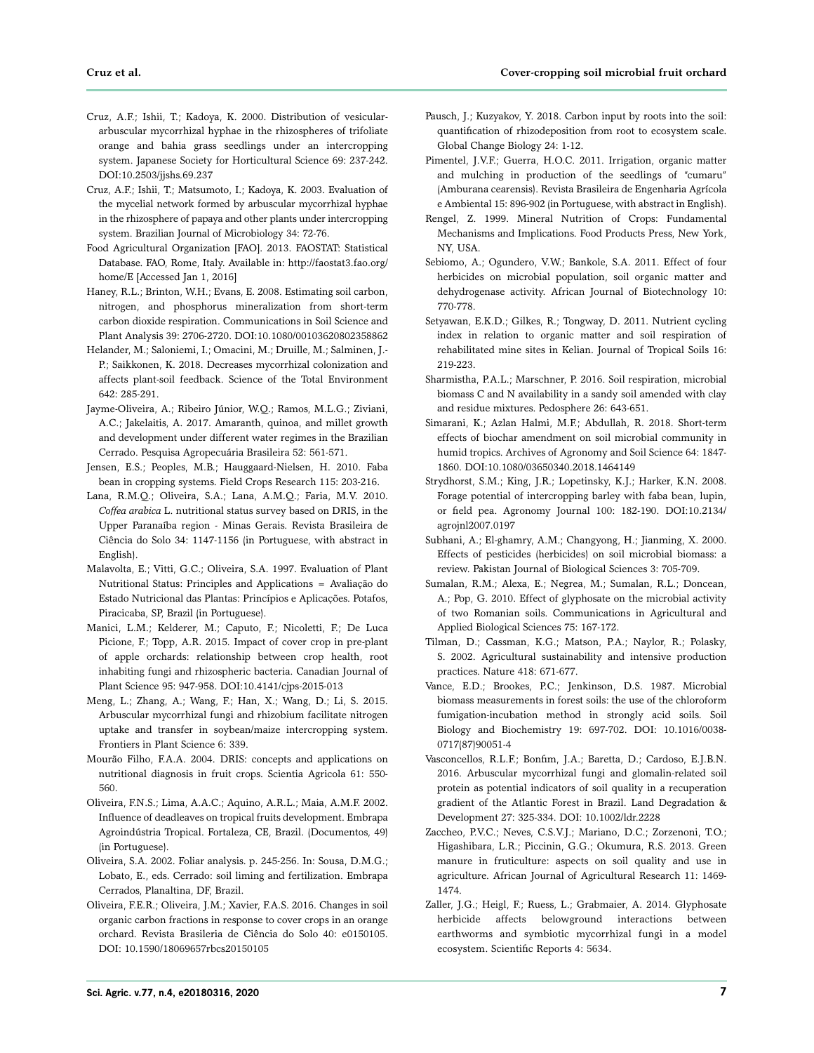Cruz, A.F.; Ishii, T.; Kadoya, K. 2000. Distribution of vesicular-arbuscular mycorrhizal hyphae in the rhizospheres of trifoliate orange and bahia grass seedlings under an intercropping system. Japanese Society for Horticultural Science 69: 237-242. DOI:10.2503/jjshs.69.237

Cruz, A.F.; Ishii, T.; Matsumoto, I.; Kadoya, K. 2003. Evaluation of the mycelial network formed by arbuscular mycorrhizal hyphae in the rhizosphere of papaya and other plants under intercropping system. Brazilian Journal of Microbiology 34: 72-76.

Food Agricultural Organization [FAO]. 2013. FAOSTAT: Statistical Database. FAO, Rome, Italy. Available in: http://faostat3.fao.org/home/E [Accessed Jan 1, 2016]

Haney, R.L.; Brinton, W.H.; Evans, E. 2008. Estimating soil carbon, nitrogen, and phosphorus mineralization from short-term carbon dioxide respiration. Communications in Soil Science and Plant Analysis 39: 2706-2720. DOI:10.1080/00103620802358862

Helander, M.; Saloniemi, I.; Omacini, M.; Druille, M.; Salminen, J.-P.; Saikkonen, K. 2018. Decreases mycorrhizal colonization and affects plant-soil feedback. Science of the Total Environment 642: 285-291.

Jayme-Oliveira, A.; Ribeiro Júnior, W.Q.; Ramos, M.L.G.; Ziviani, A.C.; Jakelaitis, A. 2017. Amaranth, quinoa, and millet growth and development under different water regimes in the Brazilian Cerrado. Pesquisa Agropecuária Brasileira 52: 561-571.

Jensen, E.S.; Peoples, M.B.; Hauggaard-Nielsen, H. 2010. Faba bean in cropping systems. Field Crops Research 115: 203-216.

Lana, R.M.Q.; Oliveira, S.A.; Lana, A.M.Q.; Faria, M.V. 2010. *Coffea arabica* L. nutritional status survey based on DRIS, in the Upper Paranaíba region - Minas Gerais. Revista Brasileira de Ciência do Solo 34: 1147-1156 (in Portuguese, with abstract in English).

Malavolta, E.; Vitti, G.C.; Oliveira, S.A. 1997. Evaluation of Plant Nutritional Status: Principles and Applications = Avaliação do Estado Nutricional das Plantas: Princípios e Aplicações. Potafos, Piracicaba, SP, Brazil (in Portuguese).

Manici, L.M.; Kelderer, M.; Caputo, F.; Nicoletti, F.; De Luca Picione, F.; Topp, A.R. 2015. Impact of cover crop in pre-plant of apple orchards: relationship between crop health, root inhabiting fungi and rhizospheric bacteria. Canadian Journal of Plant Science 95: 947-958. DOI:10.4141/cjps-2015-013

Meng, L.; Zhang, A.; Wang, F.; Han, X.; Wang, D.; Li, S. 2015. Arbuscular mycorrhizal fungi and rhizobium facilitate nitrogen uptake and transfer in soybean/maize intercropping system. Frontiers in Plant Science 6: 339.

Mourão Filho, F.A.A. 2004. DRIS: concepts and applications on nutritional diagnosis in fruit crops. Scientia Agricola 61: 550-560.

Oliveira, F.N.S.; Lima, A.A.C.; Aquino, A.R.L.; Maia, A.M.F. 2002. Influence of deadleaves on tropical fruits development. Embrapa Agroindústria Tropical. Fortaleza, CE, Brazil. (Documentos, 49) (in Portuguese).

Oliveira, S.A. 2002. Foliar analysis. p. 245-256. In: Sousa, D.M.G.; Lobato, E., eds. Cerrado: soil liming and fertilization. Embrapa Cerrados, Planaltina, DF, Brazil.

Oliveira, F.E.R.; Oliveira, J.M.; Xavier, F.A.S. 2016. Changes in soil organic carbon fractions in response to cover crops in an orange orchard. Revista Brasileria de Ciência do Solo 40: e0150105. DOI: 10.1590/18069657rbcs20150105

Pausch, J.; Kuzyakov, Y. 2018. Carbon input by roots into the soil: quantification of rhizodeposition from root to ecosystem scale. Global Change Biology 24: 1-12.

Pimentel, J.V.F.; Guerra, H.O.C. 2011. Irrigation, organic matter and mulching in production of the seedlings of "cumaru" (Amburana cearensis). Revista Brasileira de Engenharia Agrícola e Ambiental 15: 896-902 (in Portuguese, with abstract in English).

Rengel, Z. 1999. Mineral Nutrition of Crops: Fundamental Mechanisms and Implications. Food Products Press, New York, NY, USA.

Sebiomo, A.; Ogundero, V.W.; Bankole, S.A. 2011. Effect of four herbicides on microbial population, soil organic matter and dehydrogenase activity. African Journal of Biotechnology 10: 770-778.

Setyawan, E.K.D.; Gilkes, R.; Tongway, D. 2011. Nutrient cycling index in relation to organic matter and soil respiration of rehabilitated mine sites in Kelian. Journal of Tropical Soils 16: 219-223.

Sharmistha, P.A.L.; Marschner, P. 2016. Soil respiration, microbial biomass C and N availability in a sandy soil amended with clay and residue mixtures. Pedosphere 26: 643-651.

Simarani, K.; Azlan Halmi, M.F.; Abdullah, R. 2018. Short-term effects of biochar amendment on soil microbial community in humid tropics. Archives of Agronomy and Soil Science 64: 1847-1860. DOI:10.1080/03650340.2018.1464149

Strydhorst, S.M.; King, J.R.; Lopetinsky, K.J.; Harker, K.N. 2008. Forage potential of intercropping barley with faba bean, lupin, or field pea. Agronomy Journal 100: 182-190. DOI:10.2134/agrojnl2007.0197

Subhani, A.; El-ghamry, A.M.; Changyong, H.; Jianming, X. 2000. Effects of pesticides (herbicides) on soil microbial biomass: a review. Pakistan Journal of Biological Sciences 3: 705-709.

Sumalan, R.M.; Alexa, E.; Negrea, M.; Sumalan, R.L.; Doncean, A.; Pop, G. 2010. Effect of glyphosate on the microbial activity of two Romanian soils. Communications in Agricultural and Applied Biological Sciences 75: 167-172.

Tilman, D.; Cassman, K.G.; Matson, P.A.; Naylor, R.; Polasky, S. 2002. Agricultural sustainability and intensive production practices. Nature 418: 671-677.

Vance, E.D.; Brookes, P.C.; Jenkinson, D.S. 1987. Microbial biomass measurements in forest soils: the use of the chloroform fumigation-incubation method in strongly acid soils. Soil Biology and Biochemistry 19: 697-702. DOI: 10.1016/0038-0717(87)90051-4

Vasconcellos, R.L.F.; Bonfim, J.A.; Baretta, D.; Cardoso, E.J.B.N. 2016. Arbuscular mycorrhizal fungi and glomalin-related soil protein as potential indicators of soil quality in a recuperation gradient of the Atlantic Forest in Brazil. Land Degradation & Development 27: 325-334. DOI: 10.1002/ldr.2228

Zaccheo, P.V.C.; Neves, C.S.V.J.; Mariano, D.C.; Zorzenoni, T.O.; Higashibara, L.R.; Piccinin, G.G.; Okumura, R.S. 2013. Green manure in fruticulture: aspects on soil quality and use in agriculture. African Journal of Agricultural Research 11: 1469-1474.

Zaller, J.G.; Heigl, F.; Ruess, L.; Grabmaier, A. 2014. Glyphosate herbicide affects belowground interactions between earthworms and symbiotic mycorrhizal fungi in a model ecosystem. Scientific Reports 4: 5634.